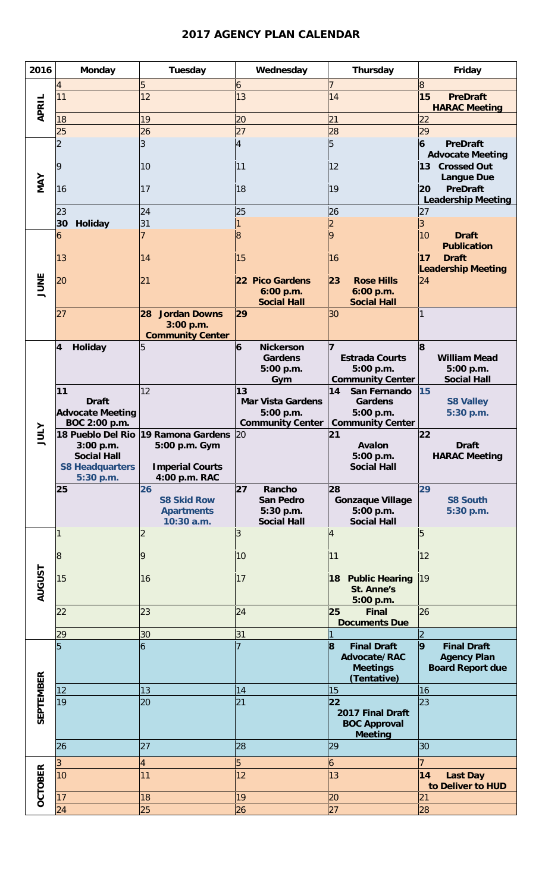# 2017 AGENCY PLAN CALENDAR

| 2016 | Monday | Tuesday | Wednesday | Thursday | Friday |
|---|---|---|---|---|---|
| APRIL | 4 | 5 | 6 | 7 | 8 |
| | 11 | 12 | 13 | 14 | **15 PreDraft HARAC Meeting** |
| | 18 | 19 | 20 | 21 | 22 |
| | 25 | 26 | 27 | 28 | 29 |
| MAY | 2 | 3 | 4 | 5 | **6 PreDraft Advocate Meeting** |
| | 9 | 10 | 11 | 12 | **13 Crossed Out Langue Due** |
| | 16 | 17 | 18 | 19 | **20 PreDraft Leadership Meeting** |
| | 23 | 24 | 25 | 26 | 27 |
| | **30 Holiday** | 31 | 1 | 2 | 3 |
| JUNE | 6 | 7 | 8 | 9 | 10 **Draft Publication** |
| | 13 | 14 | 15 | 16 | **17 Draft Leadership Meeting** |
| | 20 | 21 | **22 Pico Gardens 6:00 p.m. Social Hall** | **23 Rose Hills 6:00 p.m. Social Hall** | 24 |
| | 27 | **28 Jordan Downs 3:00 p.m. Community Center** | **29** | 30 | 1 |
| JULY | **4 Holiday** | 5 | **6 Nickerson Gardens 5:00 p.m. Gym** | **7 Estrada Courts 5:00 p.m. Community Center** | **8 William Mead 5:00 p.m. Social Hall** |
| | **11 Draft Advocate Meeting BOC 2:00 p.m.** | 12 | **13 Mar Vista Gardens 5:00 p.m. Community Center** | **14 San Fernando Gardens 5:00 p.m. Community Center** | **15 S8 Valley 5:30 p.m.** |
| | **18 Pueblo Del Rio 3:00 p.m. Social Hall** **S8 Headquarters 5:30 p.m.** | **19 Ramona Gardens 5:00 p.m. Gym** **Imperial Courts 4:00 p.m. RAC** | 20 | **21 Avalon 5:00 p.m. Social Hall** | **22 Draft HARAC Meeting** |
| | **25** | **26 S8 Skid Row Apartments 10:30 a.m.** | **27 Rancho San Pedro 5:30 p.m. Social Hall** | **28 Gonzaque Village 5:00 p.m. Social Hall** | **29 S8 South 5:30 p.m.** |
| AUGUST | 1 | 2 | 3 | 4 | 5 |
| | 8 | 9 | 10 | 11 | 12 |
| | 15 | 16 | 17 | **18 Public Hearing St. Anne's 5:00 p.m.** | 19 |
| | 22 | 23 | 24 | **25 Final Documents Due** | 26 |
| | 29 | 30 | 31 | 1 | 2 |
| SEPTEMBER | 5 | 6 | 7 | **8 Final Draft Advocate/RAC Meetings (Tentative)** | **9 Final Draft Agency Plan Board Report due** |
| | 12 | 13 | 14 | 15 | 16 |
| | 19 | 20 | 21 | **22 2017 Final Draft BOC Approval Meeting** | 23 |
| | 26 | 27 | 28 | 29 | 30 |
| OCTOBER | 3 | 4 | 5 | 6 | 7 |
| | 10 | 11 | 12 | 13 | **14 Last Day to Deliver to HUD** |
| | 17 | 18 | 19 | 20 | 21 |
| | 24 | 25 | 26 | 27 | 28 |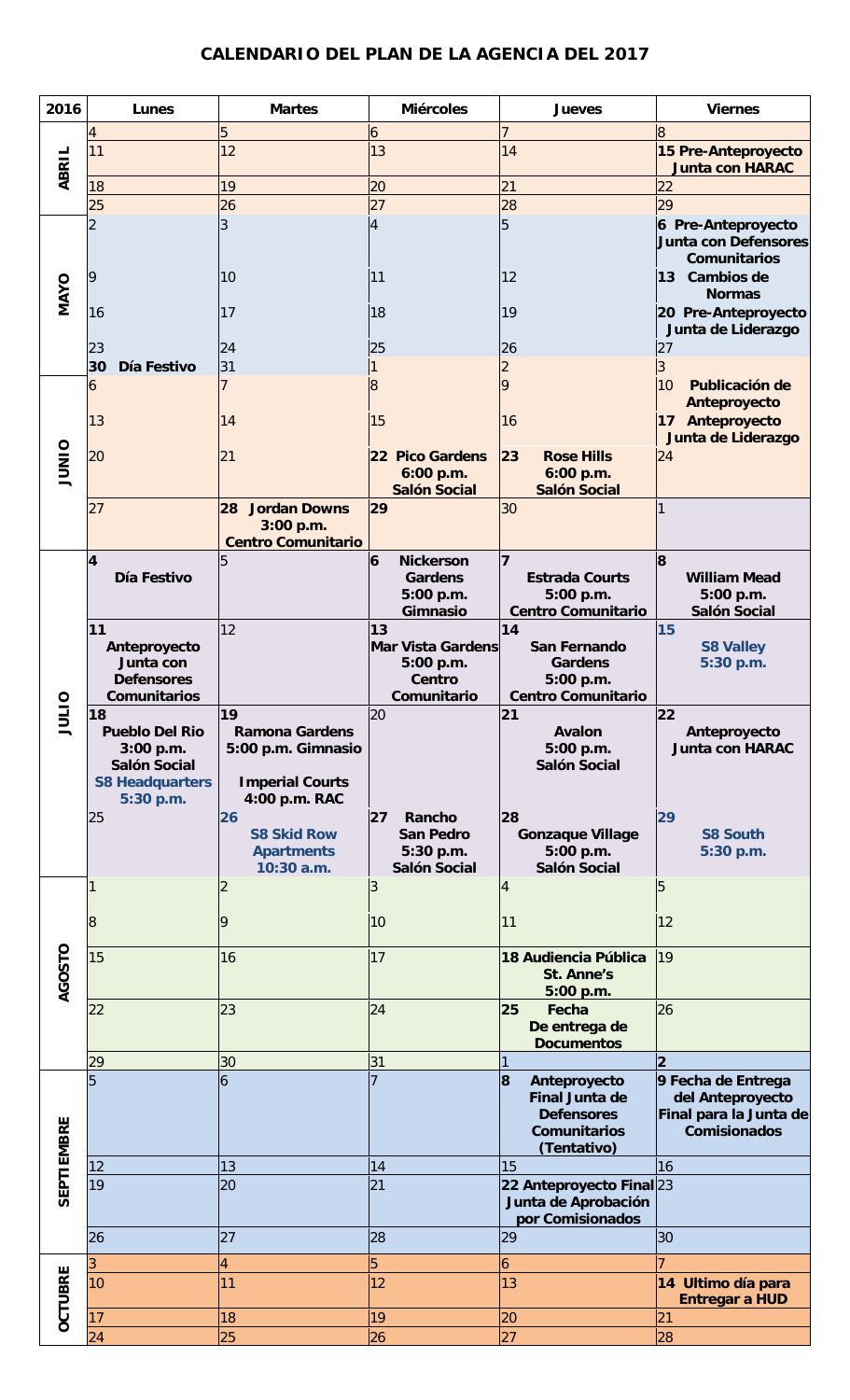# CALENDARIO DEL PLAN DE LA AGENCIA DEL 2017

| 2016 | Lunes | Martes | Miércoles | Jueves | Viernes |
|---|---|---|---|---|---|
| ABRIL | 4 | 5 | 6 | 7 | 8 |
| | 11 | 12 | 13 | 14 | **15 Pre-Anteproyecto Junta con HARAC** |
| | 18 | 19 | 20 | 21 | 22 |
| | 25 | 26 | 27 | 28 | 29 |
| MAYO | 2 | 3 | 4 | 5 | **6 Pre-Anteproyecto Junta con Defensores Comunitarios** |
| | 9 | 10 | 11 | 12 | **13 Cambios de Normas** |
| | 16 | 17 | 18 | 19 | **20 Pre-Anteproyecto Junta de Liderazgo** |
| | 23 | 24 | 25 | 26 | 27 |
| | **30 Día Festivo** | 31 | 1 | 2 | 3 |
| JUNIO | 6 | 7 | 8 | 9 | **10 Publicación de Anteproyecto** |
| | 13 | 14 | 15 | 16 | **17 Anteproyecto Junta de Liderazgo** |
| | 20 | 21 | **22 Pico Gardens 6:00 p.m. Salón Social** | **23 Rose Hills 6:00 p.m. Salón Social** | 24 |
| | 27 | **28 Jordan Downs 3:00 p.m. Centro Comunitario** | **29** | 30 | 1 |
| JULIO | **4 Día Festivo** | 5 | **6 Nickerson Gardens 5:00 p.m. Gimnasio** | **7 Estrada Courts 5:00 p.m. Centro Comunitario** | **8 William Mead 5:00 p.m. Salón Social** |
| | **11 Anteproyecto Junta con Defensores Comunitarios** | 12 | **13 Mar Vista Gardens 5:00 p.m. Centro Comunitario** | **14 San Fernando Gardens 5:00 p.m. Centro Comunitario** | **15 S8 Valley 5:30 p.m.** |
| | **18 Pueblo Del Rio 3:00 p.m. Salón Social S8 Headquarters 5:30 p.m.** | **19 Ramona Gardens 5:00 p.m. Gimnasio Imperial Courts 4:00 p.m. RAC** | 20 | **21 Avalon 5:00 p.m. Salón Social** | **22 Anteproyecto Junta con HARAC** |
| | 25 | **26 S8 Skid Row Apartments 10:30 a.m.** | **27 Rancho San Pedro 5:30 p.m. Salón Social** | **28 Gonzaque Village 5:00 p.m. Salón Social** | **29 S8 South 5:30 p.m.** |
| AGOSTO | 1 | 2 | 3 | 4 | 5 |
| | 8 | 9 | 10 | 11 | 12 |
| | 15 | 16 | 17 | **18 Audiencia Pública St. Anne's 5:00 p.m.** | 19 |
| | 22 | 23 | 24 | **25 Fecha De entrega de Documentos** | 26 |
| | 29 | 30 | 31 | 1 | **2** |
| SEPTIEMBRE | 5 | 6 | 7 | **8 Anteproyecto Final Junta de Defensores Comunitarios (Tentativo)** | **9 Fecha de Entrega del Anteproyecto Final para la Junta de Comisionados** |
| | 12 | 13 | 14 | 15 | 16 |
| | 19 | 20 | 21 | **22 Anteproyecto Final Junta de Aprobación por Comisionados** | 23 |
| | 26 | 27 | 28 | 29 | 30 |
| OCTUBRE | 3 | 4 | 5 | 6 | 7 |
| | 10 | 11 | 12 | 13 | **14 Ultimo día para Entregar a HUD** |
| | 17 | 18 | 19 | 20 | 21 |
| | 24 | 25 | 26 | 27 | 28 |